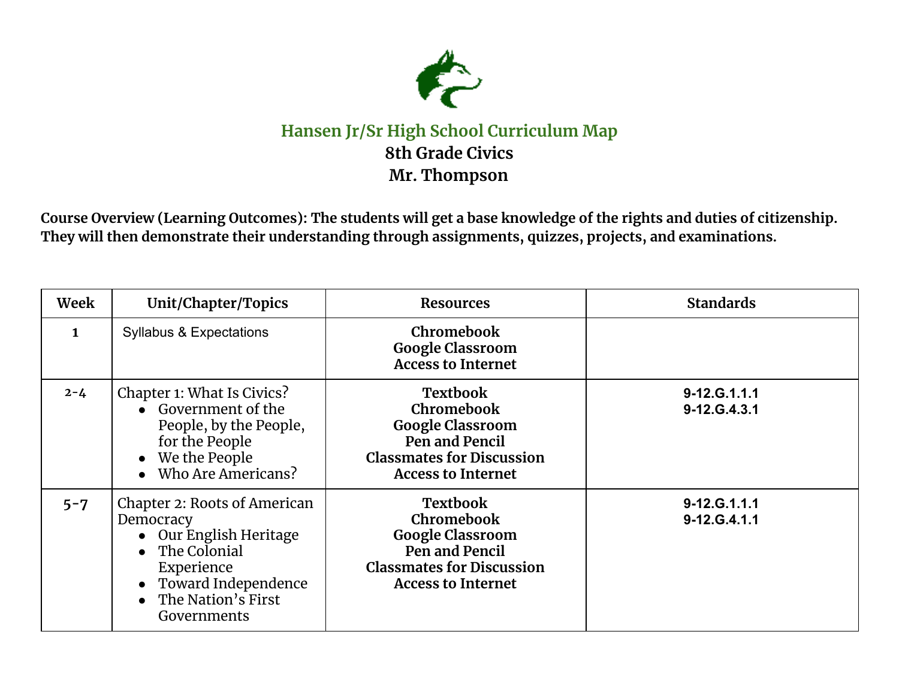# Hansen Jr/Sr High School Curriculum Map

## 8th Grade Civics

## Mr. Thompson

**Course Overview (Learning Outcomes): The students will get a base knowledge of the rights and duties of citizenship. They will then demonstrate their understanding through assignments, quizzes, projects, and examinations.**

| Week | Unit/Chapter/Topics | Resources | Standards |
|---|---|---|---|
| **1** | Syllabus & Expectations | **Chromebook**<br>**Google Classroom**<br>**Access to Internet** | |
| **2-4** | Chapter 1: What Is Civics?<br>• Government of the People, by the People, for the People<br>• We the People<br>• Who Are Americans? | **Textbook**<br>**Chromebook**<br>**Google Classroom**<br>**Pen and Pencil**<br>**Classmates for Discussion**<br>**Access to Internet** | **9-12.G.1.1.1**<br>**9-12.G.4.3.1** |
| **5-7** | Chapter 2: Roots of American Democracy<br>• Our English Heritage<br>• The Colonial Experience<br>• Toward Independence<br>• The Nation's First Governments | **Textbook**<br>**Chromebook**<br>**Google Classroom**<br>**Pen and Pencil**<br>**Classmates for Discussion**<br>**Access to Internet** | **9-12.G.1.1.1**<br>**9-12.G.4.1.1** |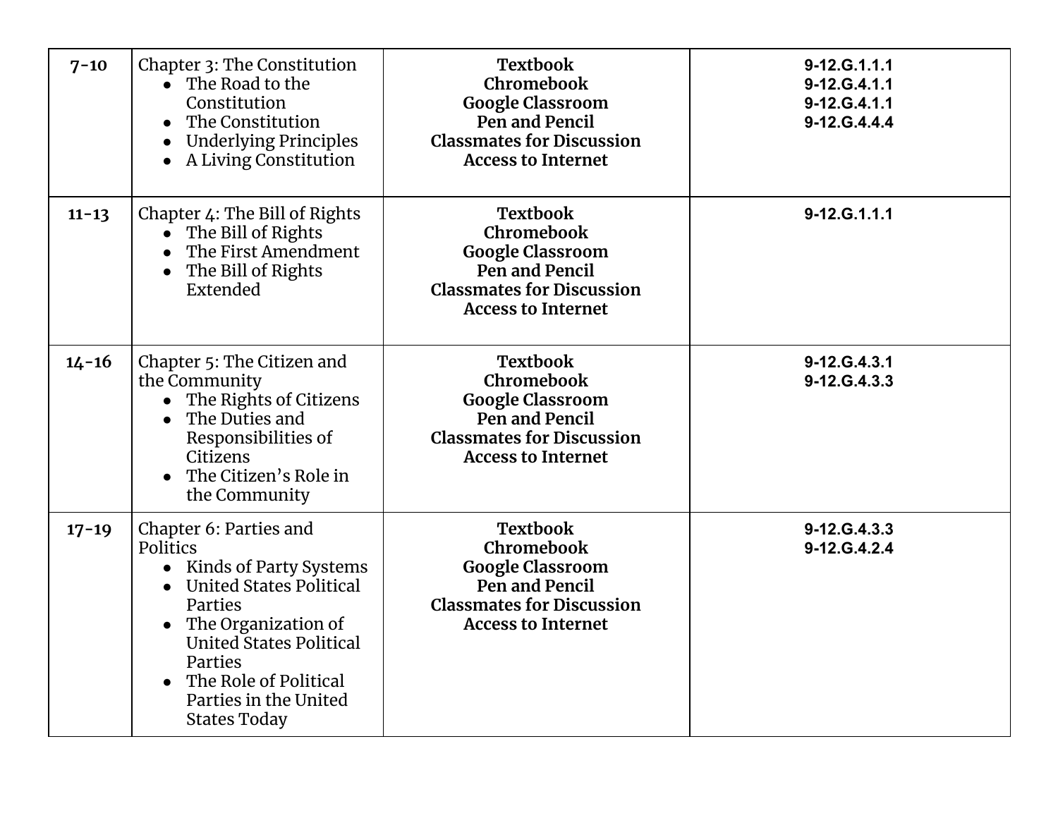| | | | |
|---|---|---|---|
| **7-10** | Chapter 3: The Constitution<br>• The Road to the Constitution<br>• The Constitution<br>• Underlying Principles<br>• A Living Constitution | **Textbook**<br>**Chromebook**<br>**Google Classroom**<br>**Pen and Pencil**<br>**Classmates for Discussion**<br>**Access to Internet** | **9-12.G.1.1.1**<br>**9-12.G.4.1.1**<br>**9-12.G.4.1.1**<br>**9-12.G.4.4.4** |
| **11-13** | Chapter 4: The Bill of Rights<br>• The Bill of Rights<br>• The First Amendment<br>• The Bill of Rights Extended | **Textbook**<br>**Chromebook**<br>**Google Classroom**<br>**Pen and Pencil**<br>**Classmates for Discussion**<br>**Access to Internet** | **9-12.G.1.1.1** |
| **14-16** | Chapter 5: The Citizen and the Community<br>• The Rights of Citizens<br>• The Duties and Responsibilities of Citizens<br>• The Citizen's Role in the Community | **Textbook**<br>**Chromebook**<br>**Google Classroom**<br>**Pen and Pencil**<br>**Classmates for Discussion**<br>**Access to Internet** | **9-12.G.4.3.1**<br>**9-12.G.4.3.3** |
| **17-19** | Chapter 6: Parties and Politics<br>• Kinds of Party Systems<br>• United States Political Parties<br>• The Organization of United States Political Parties<br>• The Role of Political Parties in the United States Today | **Textbook**<br>**Chromebook**<br>**Google Classroom**<br>**Pen and Pencil**<br>**Classmates for Discussion**<br>**Access to Internet** | **9-12.G.4.3.3**<br>**9-12.G.4.2.4** |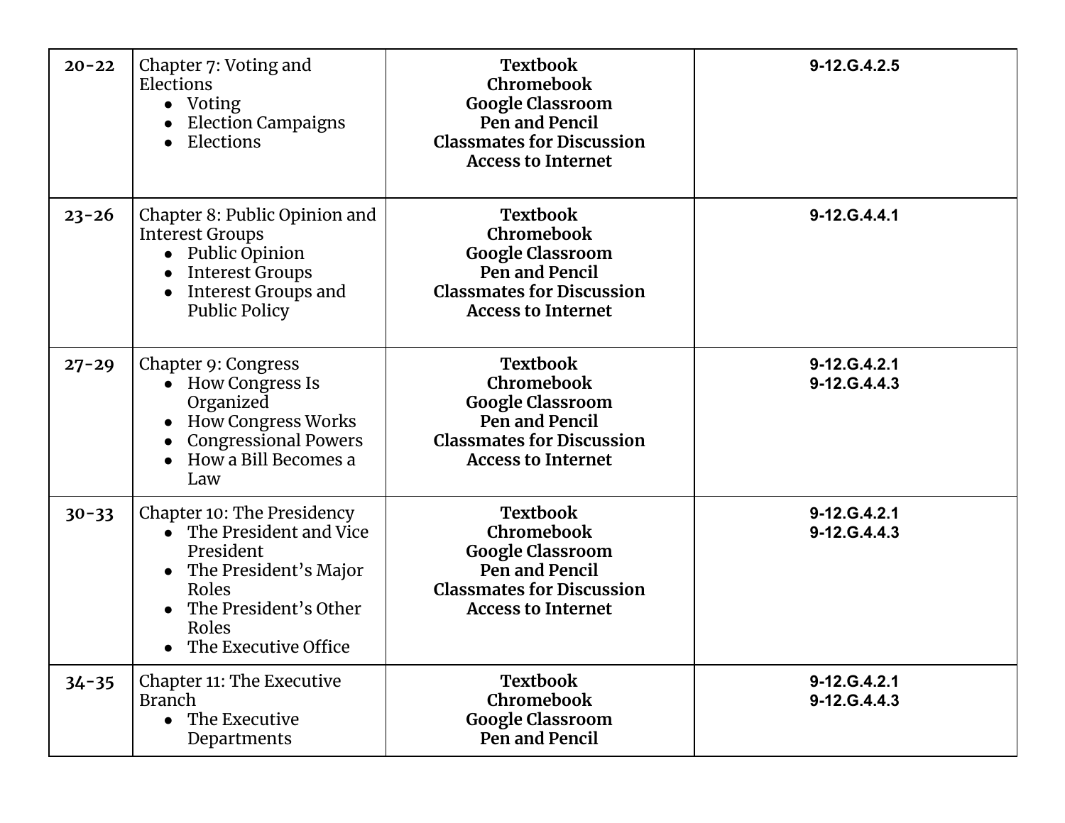| | | | |
|---|---|---|---|
| **20-22** | Chapter 7: Voting and Elections<br>• Voting<br>• Election Campaigns<br>• Elections | **Textbook**<br>**Chromebook**<br>**Google Classroom**<br>**Pen and Pencil**<br>**Classmates for Discussion**<br>**Access to Internet** | **9-12.G.4.2.5** |
| **23-26** | Chapter 8: Public Opinion and Interest Groups<br>• Public Opinion<br>• Interest Groups<br>• Interest Groups and Public Policy | **Textbook**<br>**Chromebook**<br>**Google Classroom**<br>**Pen and Pencil**<br>**Classmates for Discussion**<br>**Access to Internet** | **9-12.G.4.4.1** |
| **27-29** | Chapter 9: Congress<br>• How Congress Is Organized<br>• How Congress Works<br>• Congressional Powers<br>• How a Bill Becomes a Law | **Textbook**<br>**Chromebook**<br>**Google Classroom**<br>**Pen and Pencil**<br>**Classmates for Discussion**<br>**Access to Internet** | **9-12.G.4.2.1**<br>**9-12.G.4.4.3** |
| **30-33** | Chapter 10: The Presidency<br>• The President and Vice President<br>• The President's Major Roles<br>• The President's Other Roles<br>• The Executive Office | **Textbook**<br>**Chromebook**<br>**Google Classroom**<br>**Pen and Pencil**<br>**Classmates for Discussion**<br>**Access to Internet** | **9-12.G.4.2.1**<br>**9-12.G.4.4.3** |
| **34-35** | Chapter 11: The Executive Branch<br>• The Executive Departments | **Textbook**<br>**Chromebook**<br>**Google Classroom**<br>**Pen and Pencil** | **9-12.G.4.2.1**<br>**9-12.G.4.4.3** |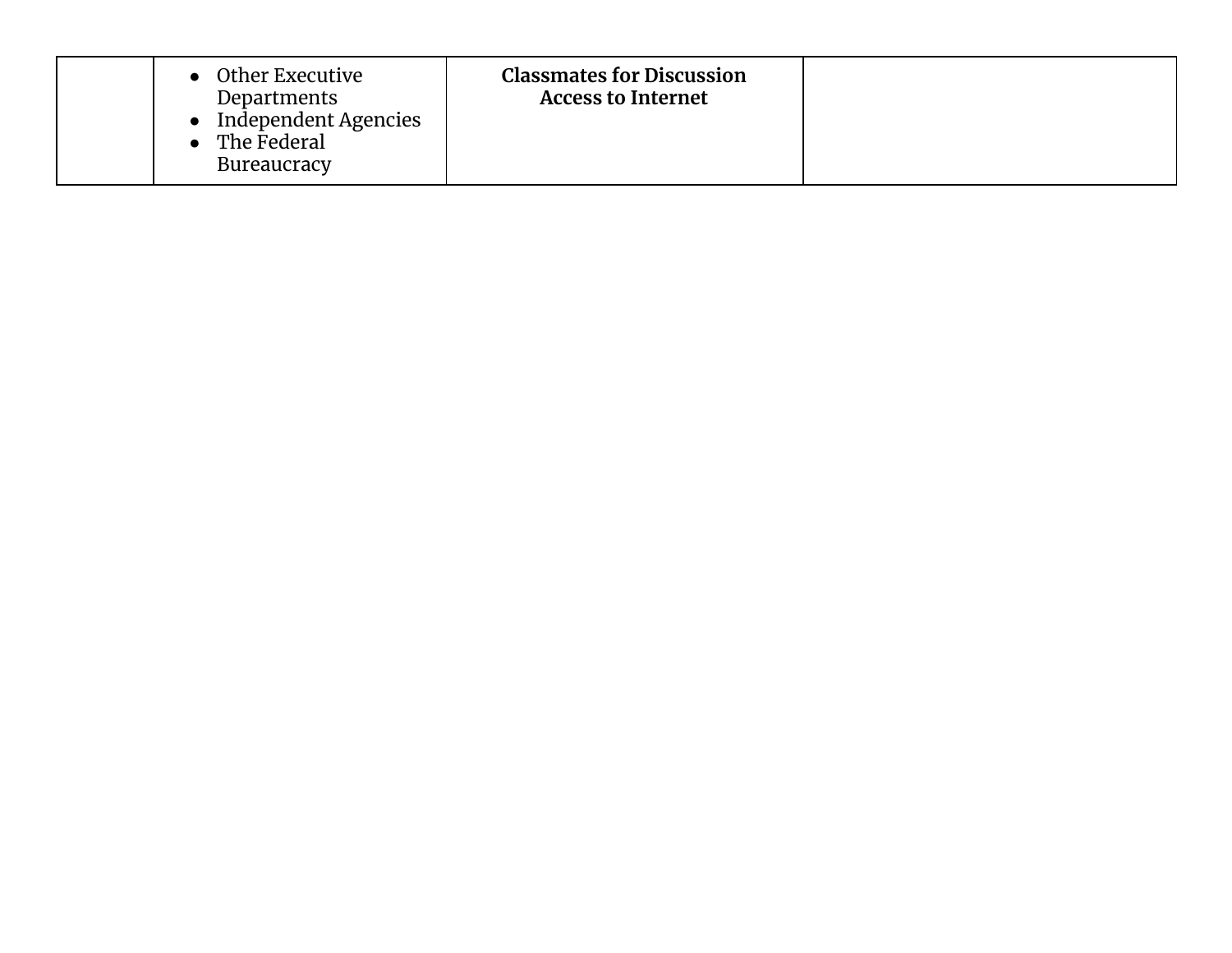| | | | |
|---|---|---|---|
| | • Other Executive Departments<br>• Independent Agencies<br>• The Federal Bureaucracy | **Classmates for Discussion**<br>**Access to Internet** | |